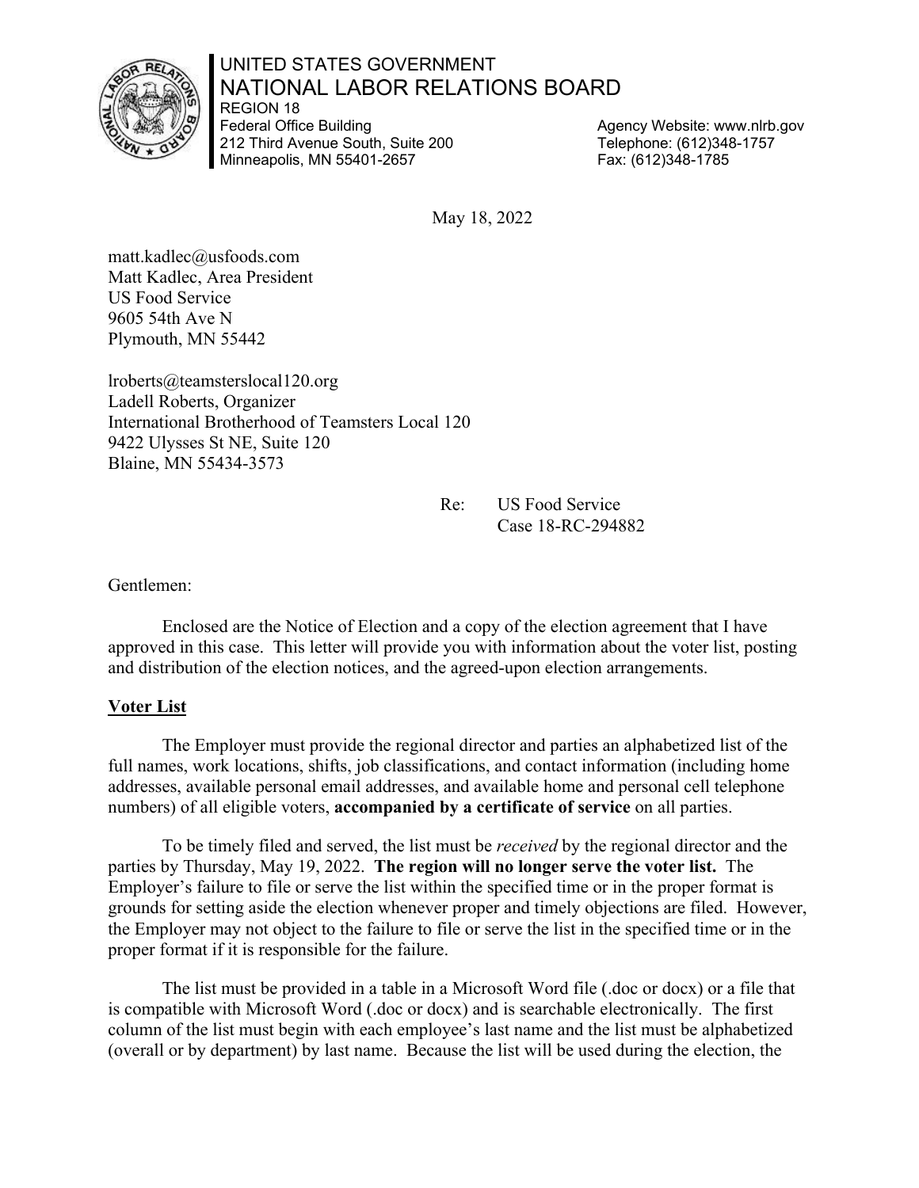UNITED STATES GOVERNMENT
NATIONAL LABOR RELATIONS BOARD
REGION 18
Federal Office Building
212 Third Avenue South, Suite 200
Minneapolis, MN 55401-2657

Agency Website: www.nlrb.gov
Telephone: (612)348-1757
Fax: (612)348-1785

May 18, 2022

matt.kadlec@usfoods.com
Matt Kadlec, Area President
US Food Service
9605 54th Ave N
Plymouth, MN 55442

lroberts@teamsterslocal120.org
Ladell Roberts, Organizer
International Brotherhood of Teamsters Local 120
9422 Ulysses St NE, Suite 120
Blaine, MN 55434-3573

Re: US Food Service
Case 18-RC-294882

Gentlemen:

Enclosed are the Notice of Election and a copy of the election agreement that I have approved in this case. This letter will provide you with information about the voter list, posting and distribution of the election notices, and the agreed-upon election arrangements.

## Voter List

The Employer must provide the regional director and parties an alphabetized list of the full names, work locations, shifts, job classifications, and contact information (including home addresses, available personal email addresses, and available home and personal cell telephone numbers) of all eligible voters, **accompanied by a certificate of service** on all parties.

To be timely filed and served, the list must be *received* by the regional director and the parties by Thursday, May 19, 2022. **The region will no longer serve the voter list.** The Employer's failure to file or serve the list within the specified time or in the proper format is grounds for setting aside the election whenever proper and timely objections are filed. However, the Employer may not object to the failure to file or serve the list in the specified time or in the proper format if it is responsible for the failure.

The list must be provided in a table in a Microsoft Word file (.doc or docx) or a file that is compatible with Microsoft Word (.doc or docx) and is searchable electronically. The first column of the list must begin with each employee's last name and the list must be alphabetized (overall or by department) by last name. Because the list will be used during the election, the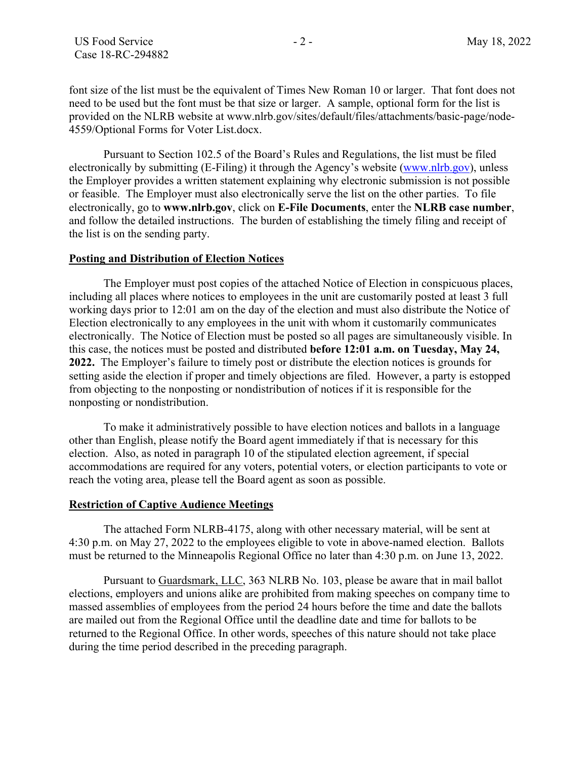font size of the list must be the equivalent of Times New Roman 10 or larger. That font does not need to be used but the font must be that size or larger. A sample, optional form for the list is provided on the NLRB website at www.nlrb.gov/sites/default/files/attachments/basic-page/node-4559/Optional Forms for Voter List.docx.

Pursuant to Section 102.5 of the Board's Rules and Regulations, the list must be filed electronically by submitting (E-Filing) it through the Agency's website (www.nlrb.gov), unless the Employer provides a written statement explaining why electronic submission is not possible or feasible. The Employer must also electronically serve the list on the other parties. To file electronically, go to **www.nlrb.gov**, click on **E-File Documents**, enter the **NLRB case number**, and follow the detailed instructions. The burden of establishing the timely filing and receipt of the list is on the sending party.

**Posting and Distribution of Election Notices**

The Employer must post copies of the attached Notice of Election in conspicuous places, including all places where notices to employees in the unit are customarily posted at least 3 full working days prior to 12:01 am on the day of the election and must also distribute the Notice of Election electronically to any employees in the unit with whom it customarily communicates electronically. The Notice of Election must be posted so all pages are simultaneously visible. In this case, the notices must be posted and distributed **before 12:01 a.m. on Tuesday, May 24, 2022.** The Employer's failure to timely post or distribute the election notices is grounds for setting aside the election if proper and timely objections are filed. However, a party is estopped from objecting to the nonposting or nondistribution of notices if it is responsible for the nonposting or nondistribution.

To make it administratively possible to have election notices and ballots in a language other than English, please notify the Board agent immediately if that is necessary for this election. Also, as noted in paragraph 10 of the stipulated election agreement, if special accommodations are required for any voters, potential voters, or election participants to vote or reach the voting area, please tell the Board agent as soon as possible.

**Restriction of Captive Audience Meetings**

The attached Form NLRB-4175, along with other necessary material, will be sent at 4:30 p.m. on May 27, 2022 to the employees eligible to vote in above-named election. Ballots must be returned to the Minneapolis Regional Office no later than 4:30 p.m. on June 13, 2022.

Pursuant to Guardsmark, LLC, 363 NLRB No. 103, please be aware that in mail ballot elections, employers and unions alike are prohibited from making speeches on company time to massed assemblies of employees from the period 24 hours before the time and date the ballots are mailed out from the Regional Office until the deadline date and time for ballots to be returned to the Regional Office. In other words, speeches of this nature should not take place during the time period described in the preceding paragraph.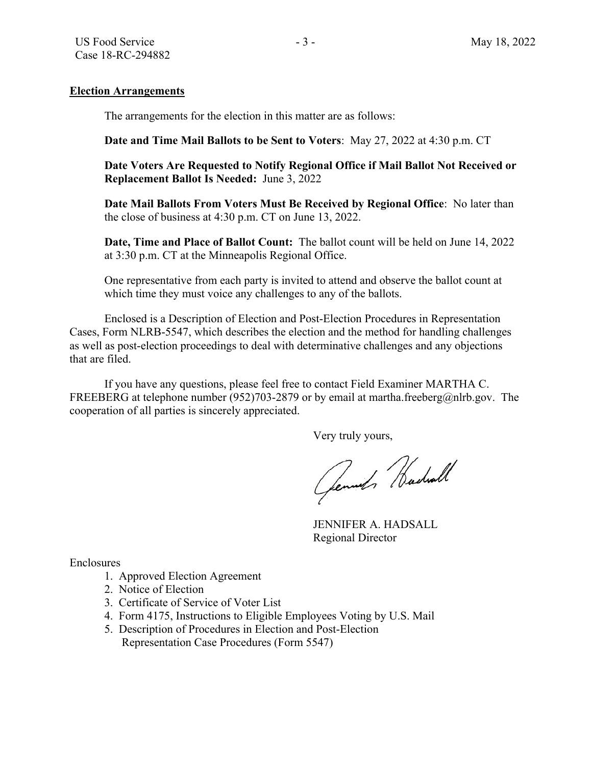**Election Arrangements**

The arrangements for the election in this matter are as follows:

**Date and Time Mail Ballots to be Sent to Voters**: May 27, 2022 at 4:30 p.m. CT

**Date Voters Are Requested to Notify Regional Office if Mail Ballot Not Received or Replacement Ballot Is Needed:** June 3, 2022

**Date Mail Ballots From Voters Must Be Received by Regional Office**: No later than the close of business at 4:30 p.m. CT on June 13, 2022.

**Date, Time and Place of Ballot Count:** The ballot count will be held on June 14, 2022 at 3:30 p.m. CT at the Minneapolis Regional Office.

One representative from each party is invited to attend and observe the ballot count at which time they must voice any challenges to any of the ballots.

Enclosed is a Description of Election and Post-Election Procedures in Representation Cases, Form NLRB-5547, which describes the election and the method for handling challenges as well as post-election proceedings to deal with determinative challenges and any objections that are filed.

If you have any questions, please feel free to contact Field Examiner MARTHA C. FREEBERG at telephone number (952)703-2879 or by email at martha.freeberg@nlrb.gov. The cooperation of all parties is sincerely appreciated.

Very truly yours,

JENNIFER A. HADSALL
Regional Director

Enclosures

1. Approved Election Agreement
2. Notice of Election
3. Certificate of Service of Voter List
4. Form 4175, Instructions to Eligible Employees Voting by U.S. Mail
5. Description of Procedures in Election and Post-Election Representation Case Procedures (Form 5547)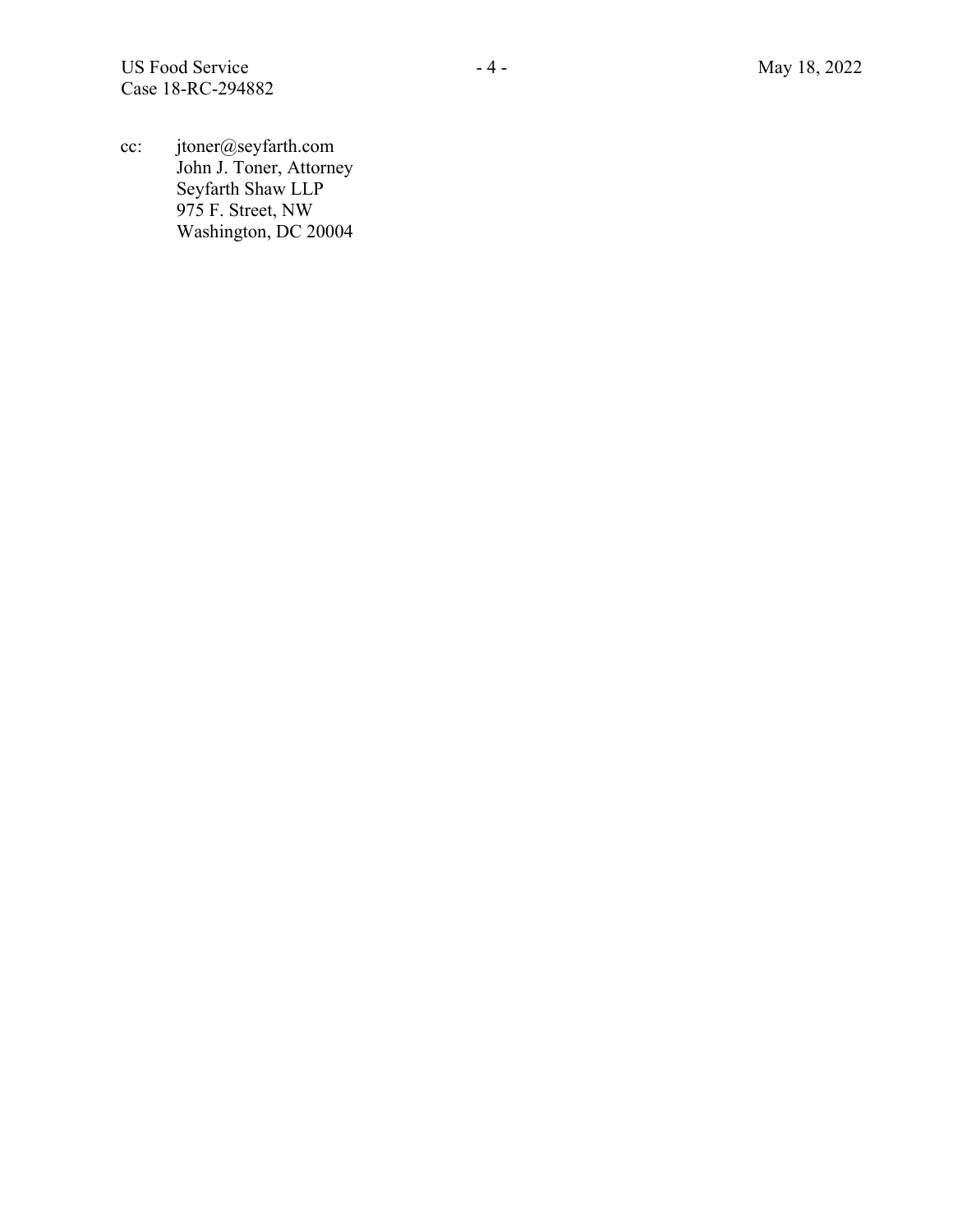cc: jtoner@seyfarth.com
John J. Toner, Attorney
Seyfarth Shaw LLP
975 F. Street, NW
Washington, DC 20004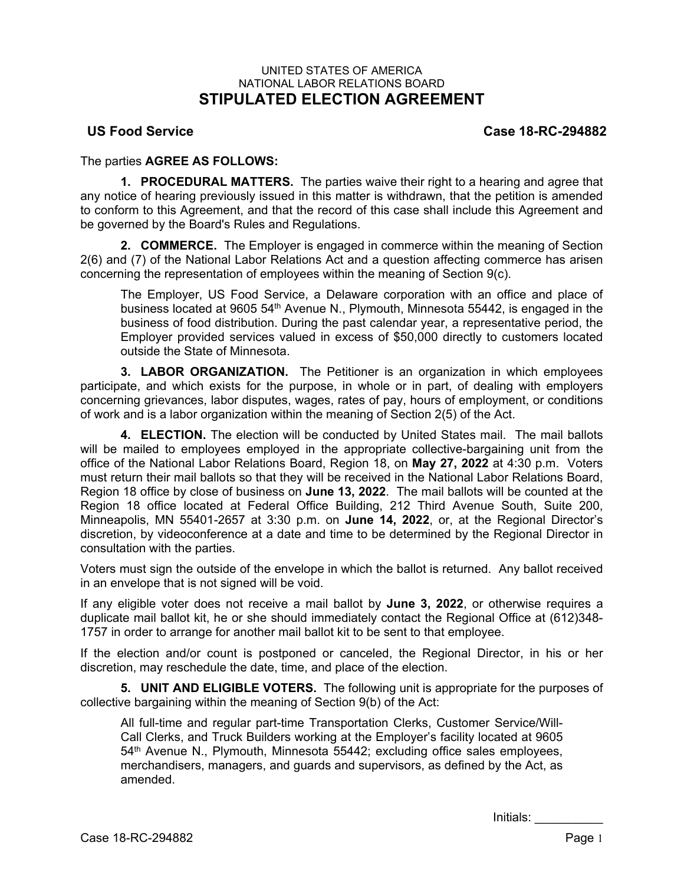UNITED STATES OF AMERICA
NATIONAL LABOR RELATIONS BOARD

# STIPULATED ELECTION AGREEMENT

**US Food Service** **Case 18-RC-294882**

The parties **AGREE AS FOLLOWS:**

**1. PROCEDURAL MATTERS.** The parties waive their right to a hearing and agree that any notice of hearing previously issued in this matter is withdrawn, that the petition is amended to conform to this Agreement, and that the record of this case shall include this Agreement and be governed by the Board's Rules and Regulations.

**2. COMMERCE.** The Employer is engaged in commerce within the meaning of Section 2(6) and (7) of the National Labor Relations Act and a question affecting commerce has arisen concerning the representation of employees within the meaning of Section 9(c).

> The Employer, US Food Service, a Delaware corporation with an office and place of business located at 9605 54th Avenue N., Plymouth, Minnesota 55442, is engaged in the business of food distribution. During the past calendar year, a representative period, the Employer provided services valued in excess of $50,000 directly to customers located outside the State of Minnesota.

**3. LABOR ORGANIZATION.** The Petitioner is an organization in which employees participate, and which exists for the purpose, in whole or in part, of dealing with employers concerning grievances, labor disputes, wages, rates of pay, hours of employment, or conditions of work and is a labor organization within the meaning of Section 2(5) of the Act.

**4. ELECTION.** The election will be conducted by United States mail. The mail ballots will be mailed to employees employed in the appropriate collective-bargaining unit from the office of the National Labor Relations Board, Region 18, on **May 27, 2022** at 4:30 p.m. Voters must return their mail ballots so that they will be received in the National Labor Relations Board, Region 18 office by close of business on **June 13, 2022**. The mail ballots will be counted at the Region 18 office located at Federal Office Building, 212 Third Avenue South, Suite 200, Minneapolis, MN 55401-2657 at 3:30 p.m. on **June 14, 2022**, or, at the Regional Director's discretion, by videoconference at a date and time to be determined by the Regional Director in consultation with the parties.

Voters must sign the outside of the envelope in which the ballot is returned. Any ballot received in an envelope that is not signed will be void.

If any eligible voter does not receive a mail ballot by **June 3, 2022**, or otherwise requires a duplicate mail ballot kit, he or she should immediately contact the Regional Office at (612)348-1757 in order to arrange for another mail ballot kit to be sent to that employee.

If the election and/or count is postponed or canceled, the Regional Director, in his or her discretion, may reschedule the date, time, and place of the election.

**5. UNIT AND ELIGIBLE VOTERS.** The following unit is appropriate for the purposes of collective bargaining within the meaning of Section 9(b) of the Act:

> All full-time and regular part-time Transportation Clerks, Customer Service/Will-Call Clerks, and Truck Builders working at the Employer's facility located at 9605 54th Avenue N., Plymouth, Minnesota 55442; excluding office sales employees, merchandisers, managers, and guards and supervisors, as defined by the Act, as amended.

Initials: __________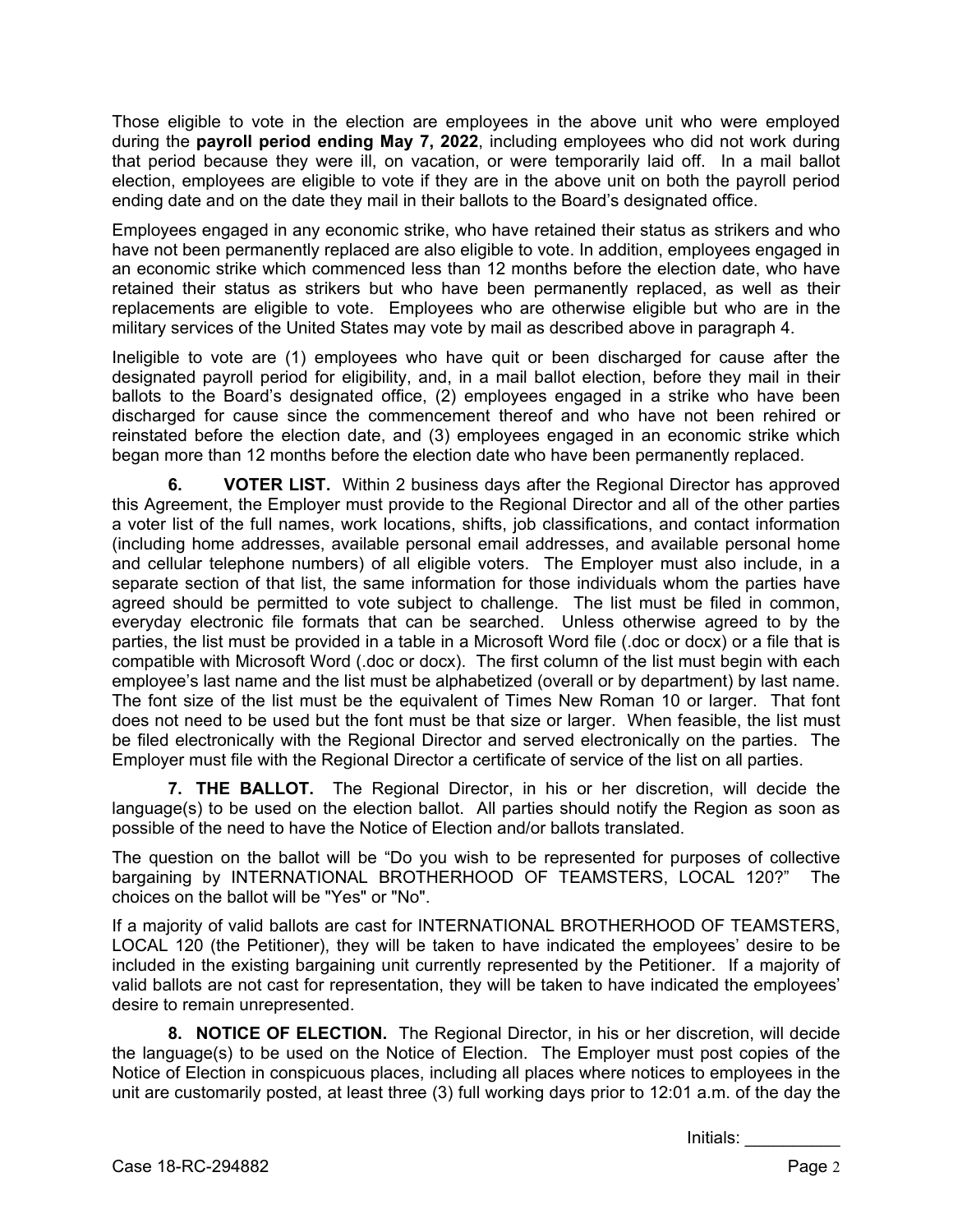Those eligible to vote in the election are employees in the above unit who were employed during the **payroll period ending May 7, 2022**, including employees who did not work during that period because they were ill, on vacation, or were temporarily laid off. In a mail ballot election, employees are eligible to vote if they are in the above unit on both the payroll period ending date and on the date they mail in their ballots to the Board's designated office.

Employees engaged in any economic strike, who have retained their status as strikers and who have not been permanently replaced are also eligible to vote. In addition, employees engaged in an economic strike which commenced less than 12 months before the election date, who have retained their status as strikers but who have been permanently replaced, as well as their replacements are eligible to vote. Employees who are otherwise eligible but who are in the military services of the United States may vote by mail as described above in paragraph 4.

Ineligible to vote are (1) employees who have quit or been discharged for cause after the designated payroll period for eligibility, and, in a mail ballot election, before they mail in their ballots to the Board's designated office, (2) employees engaged in a strike who have been discharged for cause since the commencement thereof and who have not been rehired or reinstated before the election date, and (3) employees engaged in an economic strike which began more than 12 months before the election date who have been permanently replaced.

**6. VOTER LIST.** Within 2 business days after the Regional Director has approved this Agreement, the Employer must provide to the Regional Director and all of the other parties a voter list of the full names, work locations, shifts, job classifications, and contact information (including home addresses, available personal email addresses, and available personal home and cellular telephone numbers) of all eligible voters. The Employer must also include, in a separate section of that list, the same information for those individuals whom the parties have agreed should be permitted to vote subject to challenge. The list must be filed in common, everyday electronic file formats that can be searched. Unless otherwise agreed to by the parties, the list must be provided in a table in a Microsoft Word file (.doc or docx) or a file that is compatible with Microsoft Word (.doc or docx). The first column of the list must begin with each employee's last name and the list must be alphabetized (overall or by department) by last name. The font size of the list must be the equivalent of Times New Roman 10 or larger. That font does not need to be used but the font must be that size or larger. When feasible, the list must be filed electronically with the Regional Director and served electronically on the parties. The Employer must file with the Regional Director a certificate of service of the list on all parties.

**7. THE BALLOT.** The Regional Director, in his or her discretion, will decide the language(s) to be used on the election ballot. All parties should notify the Region as soon as possible of the need to have the Notice of Election and/or ballots translated.

The question on the ballot will be "Do you wish to be represented for purposes of collective bargaining by INTERNATIONAL BROTHERHOOD OF TEAMSTERS, LOCAL 120?" The choices on the ballot will be "Yes" or "No".

If a majority of valid ballots are cast for INTERNATIONAL BROTHERHOOD OF TEAMSTERS, LOCAL 120 (the Petitioner), they will be taken to have indicated the employees' desire to be included in the existing bargaining unit currently represented by the Petitioner. If a majority of valid ballots are not cast for representation, they will be taken to have indicated the employees' desire to remain unrepresented.

**8. NOTICE OF ELECTION.** The Regional Director, in his or her discretion, will decide the language(s) to be used on the Notice of Election. The Employer must post copies of the Notice of Election in conspicuous places, including all places where notices to employees in the unit are customarily posted, at least three (3) full working days prior to 12:01 a.m. of the day the

Initials: __________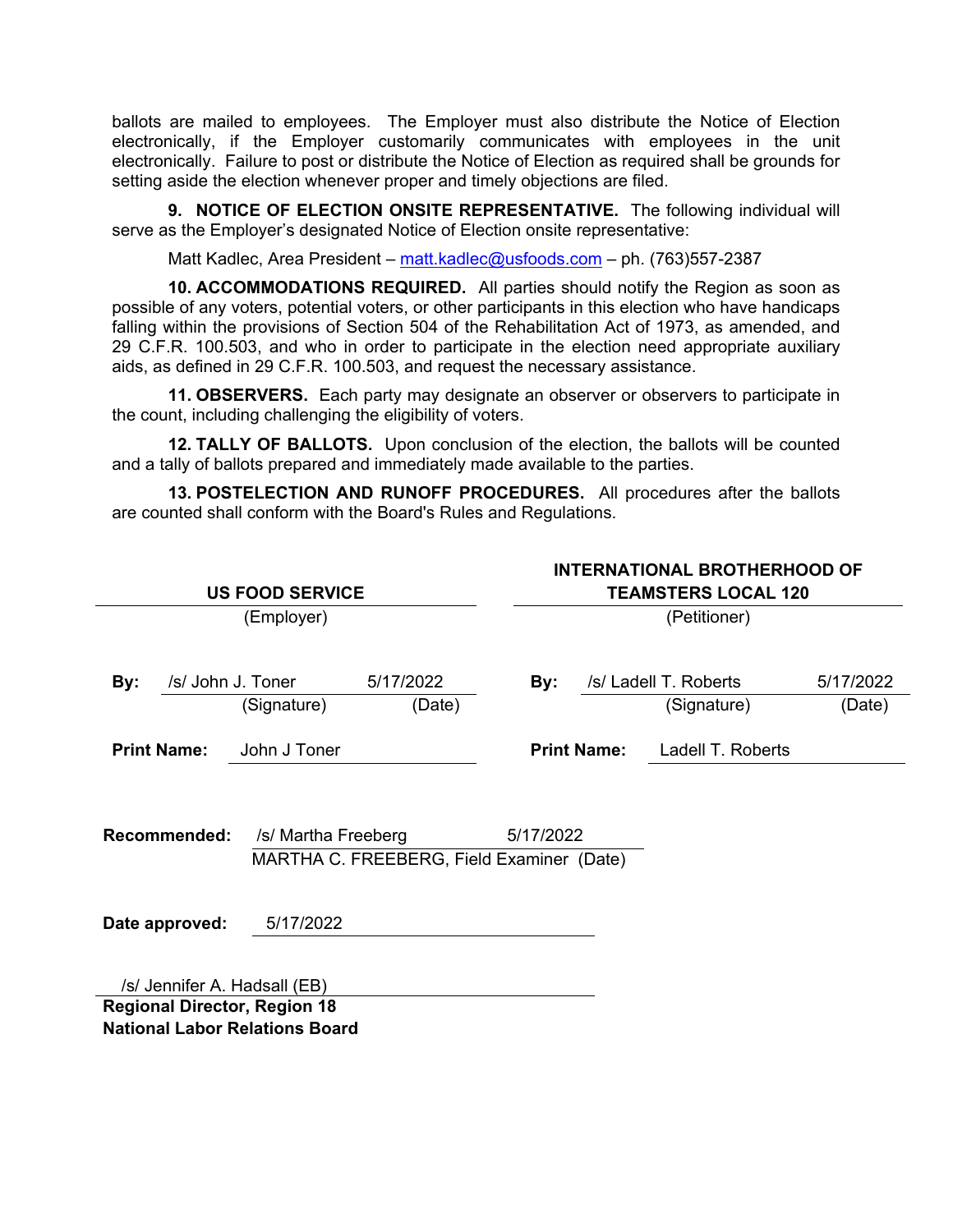ballots are mailed to employees. The Employer must also distribute the Notice of Election electronically, if the Employer customarily communicates with employees in the unit electronically. Failure to post or distribute the Notice of Election as required shall be grounds for setting aside the election whenever proper and timely objections are filed.

**9. NOTICE OF ELECTION ONSITE REPRESENTATIVE.** The following individual will serve as the Employer's designated Notice of Election onsite representative:

Matt Kadlec, Area President – matt.kadlec@usfoods.com – ph. (763)557-2387

**10. ACCOMMODATIONS REQUIRED.** All parties should notify the Region as soon as possible of any voters, potential voters, or other participants in this election who have handicaps falling within the provisions of Section 504 of the Rehabilitation Act of 1973, as amended, and 29 C.F.R. 100.503, and who in order to participate in the election need appropriate auxiliary aids, as defined in 29 C.F.R. 100.503, and request the necessary assistance.

**11. OBSERVERS.** Each party may designate an observer or observers to participate in the count, including challenging the eligibility of voters.

**12. TALLY OF BALLOTS.** Upon conclusion of the election, the ballots will be counted and a tally of ballots prepared and immediately made available to the parties.

**13. POSTELECTION AND RUNOFF PROCEDURES.** All procedures after the ballots are counted shall conform with the Board's Rules and Regulations.

**US FOOD SERVICE**
(Employer)

**By:** /s/ John J. Toner 5/17/2022
(Signature) (Date)

**Print Name:** John J Toner

**INTERNATIONAL BROTHERHOOD OF TEAMSTERS LOCAL 120**
(Petitioner)

**By:** /s/ Ladell T. Roberts 5/17/2022
(Signature) (Date)

**Print Name:** Ladell T. Roberts

**Recommended:** /s/ Martha Freeberg 5/17/2022
MARTHA C. FREEBERG, Field Examiner (Date)

**Date approved:** 5/17/2022

/s/ Jennifer A. Hadsall (EB)
**Regional Director, Region 18**
**National Labor Relations Board**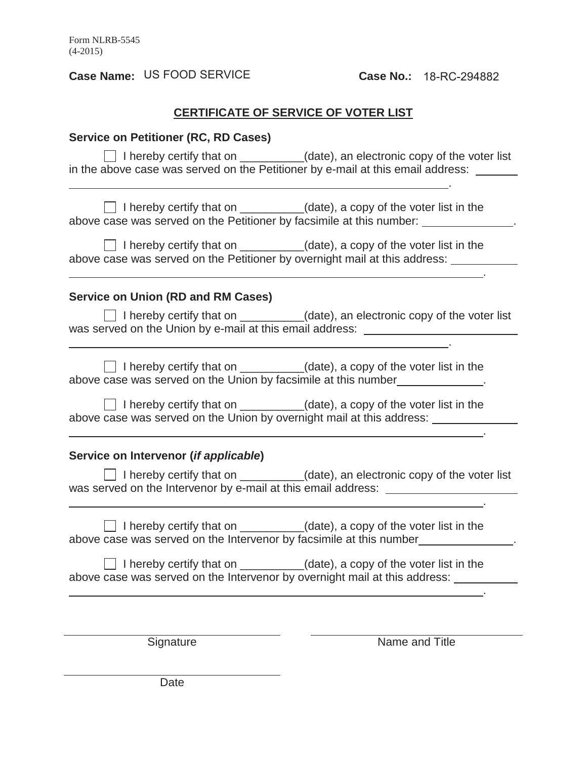Form NLRB-5545
(4-2015)

**Case Name:** US FOOD SERVICE **Case No.:** 18-RC-294882

## CERTIFICATE OF SERVICE OF VOTER LIST

### Service on Petitioner (RC, RD Cases)

☐ I hereby certify that on __________(date), an electronic copy of the voter list in the above case was served on the Petitioner by e-mail at this email address: ______________________________.

☐ I hereby certify that on __________(date), a copy of the voter list in the above case was served on the Petitioner by facsimile at this number: ______________.

☐ I hereby certify that on __________(date), a copy of the voter list in the above case was served on the Petitioner by overnight mail at this address: ______________________________.

### Service on Union (RD and RM Cases)

☐ I hereby certify that on __________(date), an electronic copy of the voter list was served on the Union by e-mail at this email address: ______________________________.

☐ I hereby certify that on __________(date), a copy of the voter list in the above case was served on the Union by facsimile at this number______________.

☐ I hereby certify that on __________(date), a copy of the voter list in the above case was served on the Union by overnight mail at this address: ______________________________.

### Service on Intervenor (*if applicable*)

☐ I hereby certify that on __________(date), an electronic copy of the voter list was served on the Intervenor by e-mail at this email address: ______________________________.

☐ I hereby certify that on __________(date), a copy of the voter list in the above case was served on the Intervenor by facsimile at this number______________.

☐ I hereby certify that on __________(date), a copy of the voter list in the above case was served on the Intervenor by overnight mail at this address: ______________________________.

______________________________ ______________________________
Signature Name and Title

______________________________
Date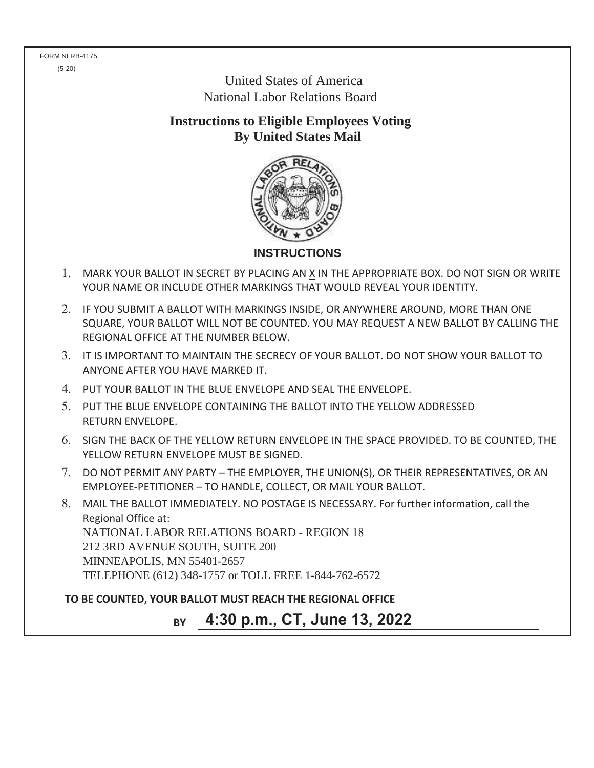FORM NLRB-4175
(5-20)

United States of America
National Labor Relations Board

## Instructions to Eligible Employees Voting By United States Mail

### INSTRUCTIONS

1. MARK YOUR BALLOT IN SECRET BY PLACING AN X IN THE APPROPRIATE BOX. DO NOT SIGN OR WRITE YOUR NAME OR INCLUDE OTHER MARKINGS THAT WOULD REVEAL YOUR IDENTITY.
2. IF YOU SUBMIT A BALLOT WITH MARKINGS INSIDE, OR ANYWHERE AROUND, MORE THAN ONE SQUARE, YOUR BALLOT WILL NOT BE COUNTED. YOU MAY REQUEST A NEW BALLOT BY CALLING THE REGIONAL OFFICE AT THE NUMBER BELOW.
3. IT IS IMPORTANT TO MAINTAIN THE SECRECY OF YOUR BALLOT. DO NOT SHOW YOUR BALLOT TO ANYONE AFTER YOU HAVE MARKED IT.
4. PUT YOUR BALLOT IN THE BLUE ENVELOPE AND SEAL THE ENVELOPE.
5. PUT THE BLUE ENVELOPE CONTAINING THE BALLOT INTO THE YELLOW ADDRESSED RETURN ENVELOPE.
6. SIGN THE BACK OF THE YELLOW RETURN ENVELOPE IN THE SPACE PROVIDED. TO BE COUNTED, THE YELLOW RETURN ENVELOPE MUST BE SIGNED.
7. DO NOT PERMIT ANY PARTY – THE EMPLOYER, THE UNION(S), OR THEIR REPRESENTATIVES, OR AN EMPLOYEE-PETITIONER – TO HANDLE, COLLECT, OR MAIL YOUR BALLOT.
8. MAIL THE BALLOT IMMEDIATELY. NO POSTAGE IS NECESSARY. For further information, call the Regional Office at:
   NATIONAL LABOR RELATIONS BOARD - REGION 18
   212 3RD AVENUE SOUTH, SUITE 200
   MINNEAPOLIS, MN 55401-2657
   TELEPHONE (612) 348-1757 or TOLL FREE 1-844-762-6572

**TO BE COUNTED, YOUR BALLOT MUST REACH THE REGIONAL OFFICE**

**BY 4:30 p.m., CT, June 13, 2022**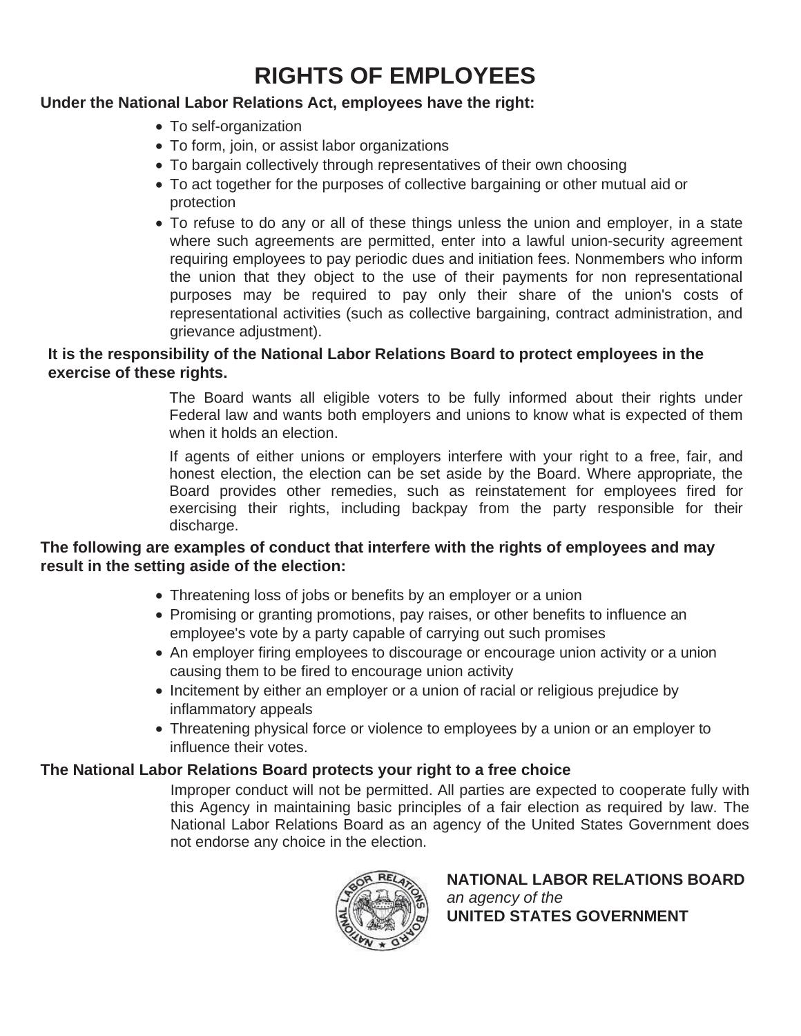# RIGHTS OF EMPLOYEES

**Under the National Labor Relations Act, employees have the right:**

- To self-organization
- To form, join, or assist labor organizations
- To bargain collectively through representatives of their own choosing
- To act together for the purposes of collective bargaining or other mutual aid or protection
- To refuse to do any or all of these things unless the union and employer, in a state where such agreements are permitted, enter into a lawful union-security agreement requiring employees to pay periodic dues and initiation fees. Nonmembers who inform the union that they object to the use of their payments for non representational purposes may be required to pay only their share of the union's costs of representational activities (such as collective bargaining, contract administration, and grievance adjustment).

**It is the responsibility of the National Labor Relations Board to protect employees in the exercise of these rights.**

The Board wants all eligible voters to be fully informed about their rights under Federal law and wants both employers and unions to know what is expected of them when it holds an election.

If agents of either unions or employers interfere with your right to a free, fair, and honest election, the election can be set aside by the Board. Where appropriate, the Board provides other remedies, such as reinstatement for employees fired for exercising their rights, including backpay from the party responsible for their discharge.

**The following are examples of conduct that interfere with the rights of employees and may result in the setting aside of the election:**

- Threatening loss of jobs or benefits by an employer or a union
- Promising or granting promotions, pay raises, or other benefits to influence an employee's vote by a party capable of carrying out such promises
- An employer firing employees to discourage or encourage union activity or a union causing them to be fired to encourage union activity
- Incitement by either an employer or a union of racial or religious prejudice by inflammatory appeals
- Threatening physical force or violence to employees by a union or an employer to influence their votes.

**The National Labor Relations Board protects your right to a free choice**

Improper conduct will not be permitted. All parties are expected to cooperate fully with this Agency in maintaining basic principles of a fair election as required by law. The National Labor Relations Board as an agency of the United States Government does not endorse any choice in the election.

**NATIONAL LABOR RELATIONS BOARD**
*an agency of the*
**UNITED STATES GOVERNMENT**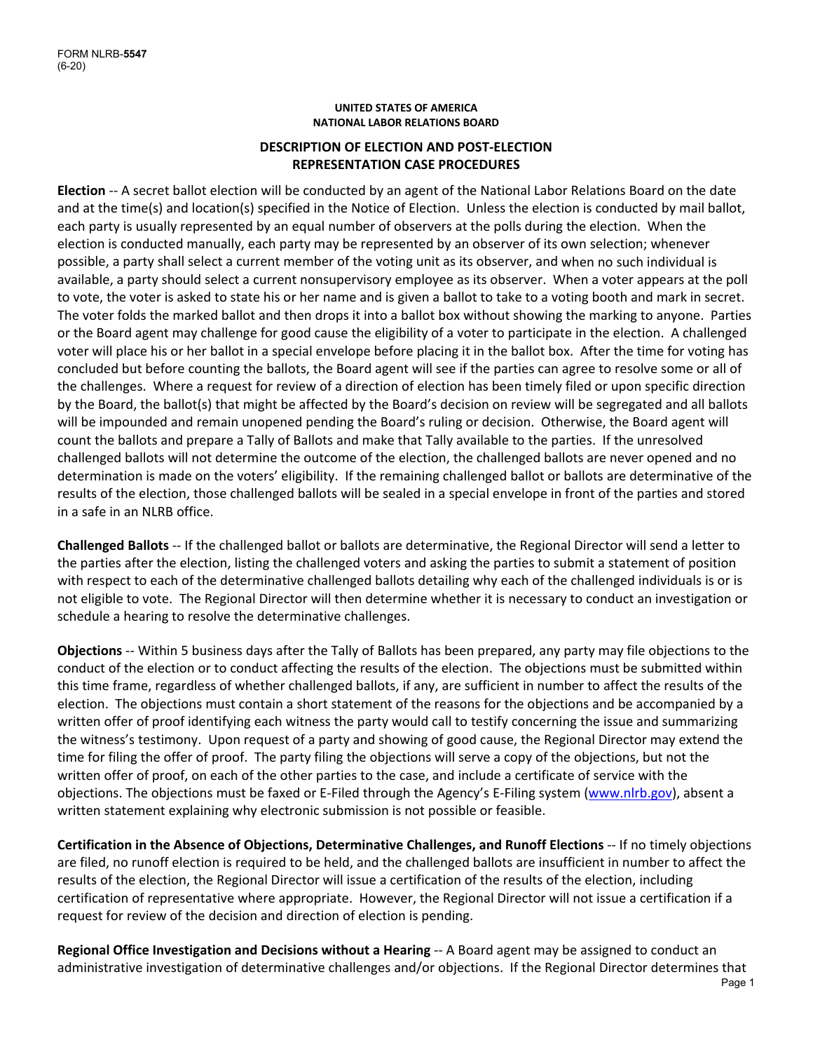FORM NLRB-**5547**
(6-20)

**UNITED STATES OF AMERICA**
**NATIONAL LABOR RELATIONS BOARD**

## DESCRIPTION OF ELECTION AND POST-ELECTION REPRESENTATION CASE PROCEDURES

**Election** -- A secret ballot election will be conducted by an agent of the National Labor Relations Board on the date and at the time(s) and location(s) specified in the Notice of Election. Unless the election is conducted by mail ballot, each party is usually represented by an equal number of observers at the polls during the election. When the election is conducted manually, each party may be represented by an observer of its own selection; whenever possible, a party shall select a current member of the voting unit as its observer, and when no such individual is available, a party should select a current nonsupervisory employee as its observer. When a voter appears at the poll to vote, the voter is asked to state his or her name and is given a ballot to take to a voting booth and mark in secret. The voter folds the marked ballot and then drops it into a ballot box without showing the marking to anyone. Parties or the Board agent may challenge for good cause the eligibility of a voter to participate in the election. A challenged voter will place his or her ballot in a special envelope before placing it in the ballot box. After the time for voting has concluded but before counting the ballots, the Board agent will see if the parties can agree to resolve some or all of the challenges. Where a request for review of a direction of election has been timely filed or upon specific direction by the Board, the ballot(s) that might be affected by the Board's decision on review will be segregated and all ballots will be impounded and remain unopened pending the Board's ruling or decision. Otherwise, the Board agent will count the ballots and prepare a Tally of Ballots and make that Tally available to the parties. If the unresolved challenged ballots will not determine the outcome of the election, the challenged ballots are never opened and no determination is made on the voters' eligibility. If the remaining challenged ballot or ballots are determinative of the results of the election, those challenged ballots will be sealed in a special envelope in front of the parties and stored in a safe in an NLRB office.

**Challenged Ballots** -- If the challenged ballot or ballots are determinative, the Regional Director will send a letter to the parties after the election, listing the challenged voters and asking the parties to submit a statement of position with respect to each of the determinative challenged ballots detailing why each of the challenged individuals is or is not eligible to vote. The Regional Director will then determine whether it is necessary to conduct an investigation or schedule a hearing to resolve the determinative challenges.

**Objections** -- Within 5 business days after the Tally of Ballots has been prepared, any party may file objections to the conduct of the election or to conduct affecting the results of the election. The objections must be submitted within this time frame, regardless of whether challenged ballots, if any, are sufficient in number to affect the results of the election. The objections must contain a short statement of the reasons for the objections and be accompanied by a written offer of proof identifying each witness the party would call to testify concerning the issue and summarizing the witness's testimony. Upon request of a party and showing of good cause, the Regional Director may extend the time for filing the offer of proof. The party filing the objections will serve a copy of the objections, but not the written offer of proof, on each of the other parties to the case, and include a certificate of service with the objections. The objections must be faxed or E-Filed through the Agency's E-Filing system (www.nlrb.gov), absent a written statement explaining why electronic submission is not possible or feasible.

**Certification in the Absence of Objections, Determinative Challenges, and Runoff Elections** -- If no timely objections are filed, no runoff election is required to be held, and the challenged ballots are insufficient in number to affect the results of the election, the Regional Director will issue a certification of the results of the election, including certification of representative where appropriate. However, the Regional Director will not issue a certification if a request for review of the decision and direction of election is pending.

**Regional Office Investigation and Decisions without a Hearing** -- A Board agent may be assigned to conduct an administrative investigation of determinative challenges and/or objections. If the Regional Director determines that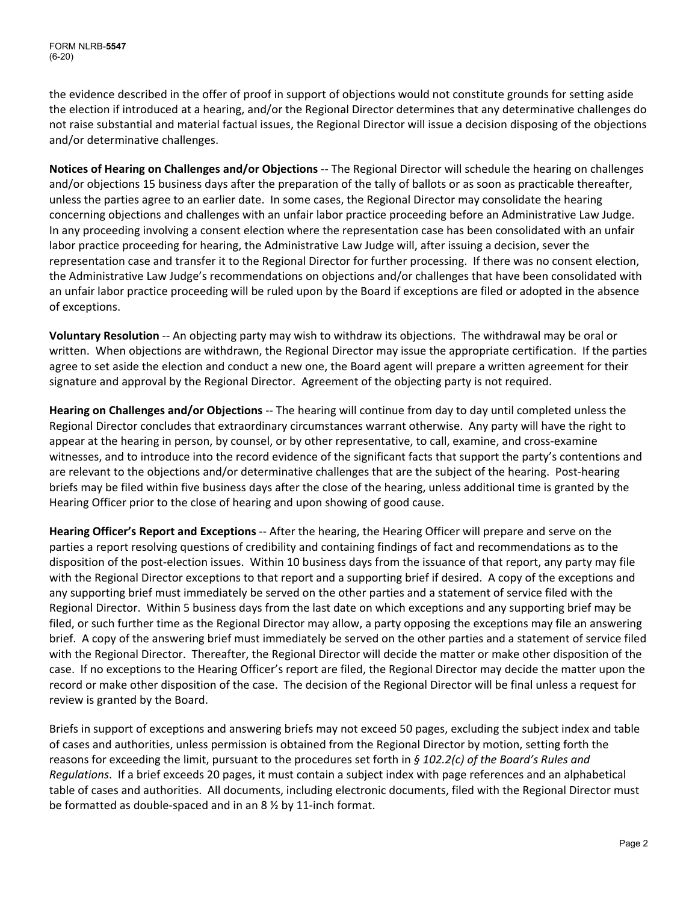the evidence described in the offer of proof in support of objections would not constitute grounds for setting aside the election if introduced at a hearing, and/or the Regional Director determines that any determinative challenges do not raise substantial and material factual issues, the Regional Director will issue a decision disposing of the objections and/or determinative challenges.

**Notices of Hearing on Challenges and/or Objections** -- The Regional Director will schedule the hearing on challenges and/or objections 15 business days after the preparation of the tally of ballots or as soon as practicable thereafter, unless the parties agree to an earlier date. In some cases, the Regional Director may consolidate the hearing concerning objections and challenges with an unfair labor practice proceeding before an Administrative Law Judge. In any proceeding involving a consent election where the representation case has been consolidated with an unfair labor practice proceeding for hearing, the Administrative Law Judge will, after issuing a decision, sever the representation case and transfer it to the Regional Director for further processing. If there was no consent election, the Administrative Law Judge's recommendations on objections and/or challenges that have been consolidated with an unfair labor practice proceeding will be ruled upon by the Board if exceptions are filed or adopted in the absence of exceptions.

**Voluntary Resolution** -- An objecting party may wish to withdraw its objections. The withdrawal may be oral or written. When objections are withdrawn, the Regional Director may issue the appropriate certification. If the parties agree to set aside the election and conduct a new one, the Board agent will prepare a written agreement for their signature and approval by the Regional Director. Agreement of the objecting party is not required.

**Hearing on Challenges and/or Objections** -- The hearing will continue from day to day until completed unless the Regional Director concludes that extraordinary circumstances warrant otherwise. Any party will have the right to appear at the hearing in person, by counsel, or by other representative, to call, examine, and cross-examine witnesses, and to introduce into the record evidence of the significant facts that support the party's contentions and are relevant to the objections and/or determinative challenges that are the subject of the hearing. Post-hearing briefs may be filed within five business days after the close of the hearing, unless additional time is granted by the Hearing Officer prior to the close of hearing and upon showing of good cause.

**Hearing Officer's Report and Exceptions** -- After the hearing, the Hearing Officer will prepare and serve on the parties a report resolving questions of credibility and containing findings of fact and recommendations as to the disposition of the post-election issues. Within 10 business days from the issuance of that report, any party may file with the Regional Director exceptions to that report and a supporting brief if desired. A copy of the exceptions and any supporting brief must immediately be served on the other parties and a statement of service filed with the Regional Director. Within 5 business days from the last date on which exceptions and any supporting brief may be filed, or such further time as the Regional Director may allow, a party opposing the exceptions may file an answering brief. A copy of the answering brief must immediately be served on the other parties and a statement of service filed with the Regional Director. Thereafter, the Regional Director will decide the matter or make other disposition of the case. If no exceptions to the Hearing Officer's report are filed, the Regional Director may decide the matter upon the record or make other disposition of the case. The decision of the Regional Director will be final unless a request for review is granted by the Board.

Briefs in support of exceptions and answering briefs may not exceed 50 pages, excluding the subject index and table of cases and authorities, unless permission is obtained from the Regional Director by motion, setting forth the reasons for exceeding the limit, pursuant to the procedures set forth in *§ 102.2(c) of the Board's Rules and Regulations*. If a brief exceeds 20 pages, it must contain a subject index with page references and an alphabetical table of cases and authorities. All documents, including electronic documents, filed with the Regional Director must be formatted as double-spaced and in an 8 ½ by 11-inch format.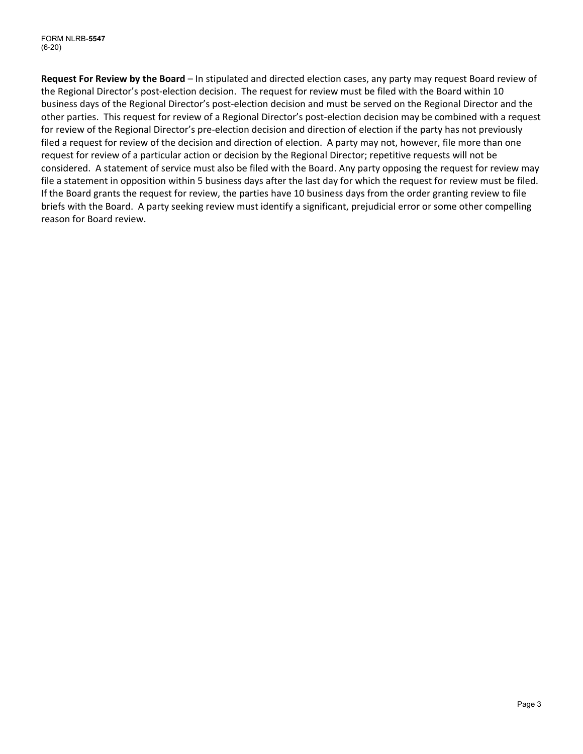**Request For Review by the Board** – In stipulated and directed election cases, any party may request Board review of the Regional Director's post-election decision. The request for review must be filed with the Board within 10 business days of the Regional Director's post-election decision and must be served on the Regional Director and the other parties. This request for review of a Regional Director's post-election decision may be combined with a request for review of the Regional Director's pre-election decision and direction of election if the party has not previously filed a request for review of the decision and direction of election. A party may not, however, file more than one request for review of a particular action or decision by the Regional Director; repetitive requests will not be considered. A statement of service must also be filed with the Board. Any party opposing the request for review may file a statement in opposition within 5 business days after the last day for which the request for review must be filed. If the Board grants the request for review, the parties have 10 business days from the order granting review to file briefs with the Board. A party seeking review must identify a significant, prejudicial error or some other compelling reason for Board review.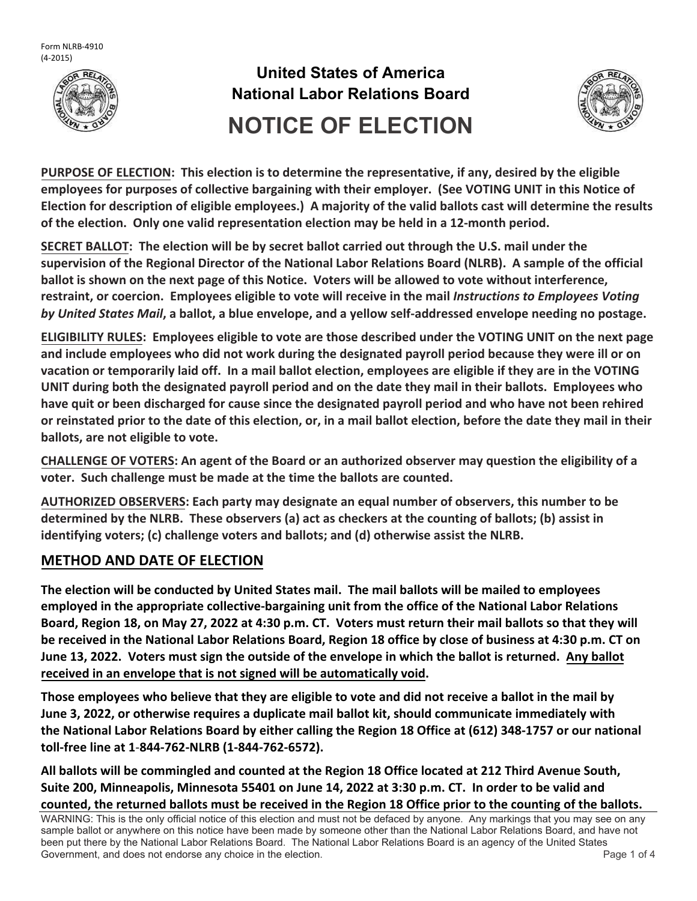Form NLRB-4910
(4-2015)

# United States of America
# National Labor Relations Board
# NOTICE OF ELECTION

**PURPOSE OF ELECTION: This election is to determine the representative, if any, desired by the eligible employees for purposes of collective bargaining with their employer. (See VOTING UNIT in this Notice of Election for description of eligible employees.) A majority of the valid ballots cast will determine the results of the election. Only one valid representation election may be held in a 12-month period.**

**SECRET BALLOT: The election will be by secret ballot carried out through the U.S. mail under the supervision of the Regional Director of the National Labor Relations Board (NLRB). A sample of the official ballot is shown on the next page of this Notice. Voters will be allowed to vote without interference, restraint, or coercion. Employees eligible to vote will receive in the mail *Instructions to Employees Voting by United States Mail*, a ballot, a blue envelope, and a yellow self-addressed envelope needing no postage.**

**ELIGIBILITY RULES: Employees eligible to vote are those described under the VOTING UNIT on the next page and include employees who did not work during the designated payroll period because they were ill or on vacation or temporarily laid off. In a mail ballot election, employees are eligible if they are in the VOTING UNIT during both the designated payroll period and on the date they mail in their ballots. Employees who have quit or been discharged for cause since the designated payroll period and who have not been rehired or reinstated prior to the date of this election, or, in a mail ballot election, before the date they mail in their ballots, are not eligible to vote.**

**CHALLENGE OF VOTERS: An agent of the Board or an authorized observer may question the eligibility of a voter. Such challenge must be made at the time the ballots are counted.**

**AUTHORIZED OBSERVERS: Each party may designate an equal number of observers, this number to be determined by the NLRB. These observers (a) act as checkers at the counting of ballots; (b) assist in identifying voters; (c) challenge voters and ballots; and (d) otherwise assist the NLRB.**

## METHOD AND DATE OF ELECTION

**The election will be conducted by United States mail. The mail ballots will be mailed to employees employed in the appropriate collective-bargaining unit from the office of the National Labor Relations Board, Region 18, on May 27, 2022 at 4:30 p.m. CT. Voters must return their mail ballots so that they will be received in the National Labor Relations Board, Region 18 office by close of business at 4:30 p.m. CT on June 13, 2022. Voters must sign the outside of the envelope in which the ballot is returned. Any ballot received in an envelope that is not signed will be automatically void.**

**Those employees who believe that they are eligible to vote and did not receive a ballot in the mail by June 3, 2022, or otherwise requires a duplicate mail ballot kit, should communicate immediately with the National Labor Relations Board by either calling the Region 18 Office at (612) 348-1757 or our national toll-free line at 1-844-762-NLRB (1-844-762-6572).**

**All ballots will be commingled and counted at the Region 18 Office located at 212 Third Avenue South, Suite 200, Minneapolis, Minnesota 55401 on June 14, 2022 at 3:30 p.m. CT. In order to be valid and counted, the returned ballots must be received in the Region 18 Office prior to the counting of the ballots.**

WARNING: This is the only official notice of this election and must not be defaced by anyone. Any markings that you may see on any sample ballot or anywhere on this notice have been made by someone other than the National Labor Relations Board, and have not been put there by the National Labor Relations Board. The National Labor Relations Board is an agency of the United States Government, and does not endorse any choice in the election.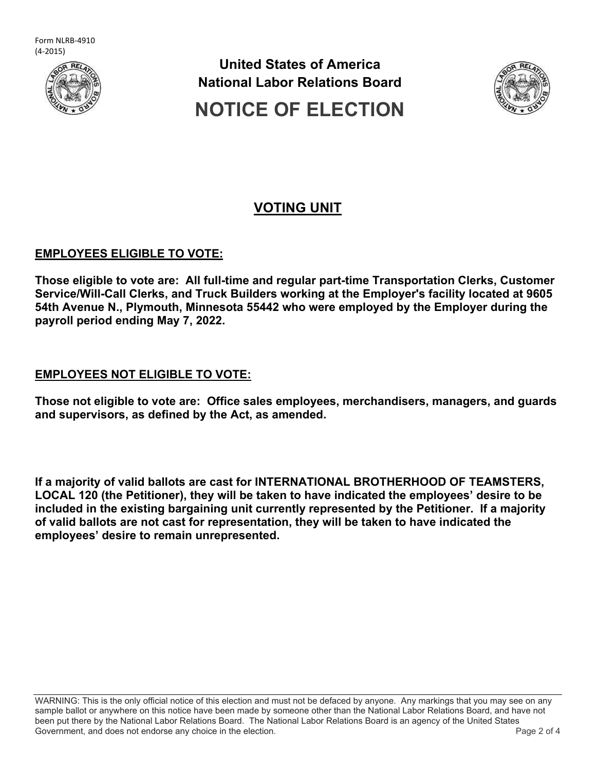Form NLRB-4910
(4-2015)

**United States of America**
**National Labor Relations Board**

# NOTICE OF ELECTION

## VOTING UNIT

### EMPLOYEES ELIGIBLE TO VOTE:

**Those eligible to vote are: All full-time and regular part-time Transportation Clerks, Customer Service/Will-Call Clerks, and Truck Builders working at the Employer's facility located at 9605 54th Avenue N., Plymouth, Minnesota 55442 who were employed by the Employer during the payroll period ending May 7, 2022.**

### EMPLOYEES NOT ELIGIBLE TO VOTE:

**Those not eligible to vote are: Office sales employees, merchandisers, managers, and guards and supervisors, as defined by the Act, as amended.**

**If a majority of valid ballots are cast for INTERNATIONAL BROTHERHOOD OF TEAMSTERS, LOCAL 120 (the Petitioner), they will be taken to have indicated the employees' desire to be included in the existing bargaining unit currently represented by the Petitioner. If a majority of valid ballots are not cast for representation, they will be taken to have indicated the employees' desire to remain unrepresented.**

WARNING: This is the only official notice of this election and must not be defaced by anyone. Any markings that you may see on any sample ballot or anywhere on this notice have been made by someone other than the National Labor Relations Board, and have not been put there by the National Labor Relations Board. The National Labor Relations Board is an agency of the United States Government, and does not endorse any choice in the election.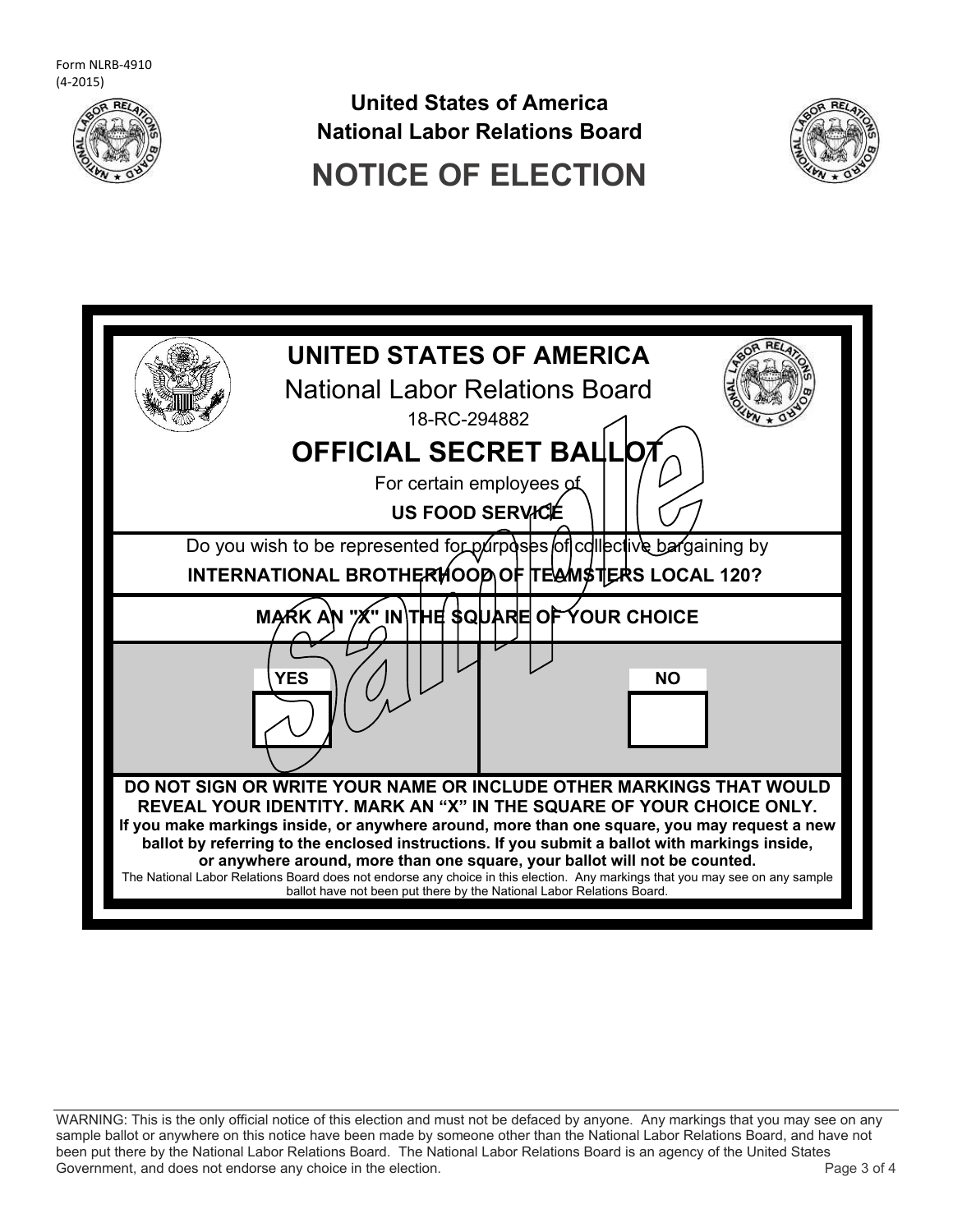Form NLRB-4910
(4-2015)

**United States of America**
**National Labor Relations Board**

# NOTICE OF ELECTION

## UNITED STATES OF AMERICA

National Labor Relations Board

18-RC-294882

## OFFICIAL SECRET BALLOT

For certain employees of

**US FOOD SERVICE**

Do you wish to be represented for purposes of collective bargaining by

**INTERNATIONAL BROTHERHOOD OF TEAMSTERS LOCAL 120?**

**MARK AN "X" IN THE SQUARE OF YOUR CHOICE**

| YES | NO |
| --- | --- |
| ☐ | ☐ |

Sample

**DO NOT SIGN OR WRITE YOUR NAME OR INCLUDE OTHER MARKINGS THAT WOULD REVEAL YOUR IDENTITY. MARK AN "X" IN THE SQUARE OF YOUR CHOICE ONLY.**
**If you make markings inside, or anywhere around, more than one square, you may request a new ballot by referring to the enclosed instructions. If you submit a ballot with markings inside, or anywhere around, more than one square, your ballot will not be counted.**
The National Labor Relations Board does not endorse any choice in this election. Any markings that you may see on any sample ballot have not been put there by the National Labor Relations Board.

WARNING: This is the only official notice of this election and must not be defaced by anyone. Any markings that you may see on any sample ballot or anywhere on this notice have been made by someone other than the National Labor Relations Board, and have not been put there by the National Labor Relations Board. The National Labor Relations Board is an agency of the United States Government, and does not endorse any choice in the election.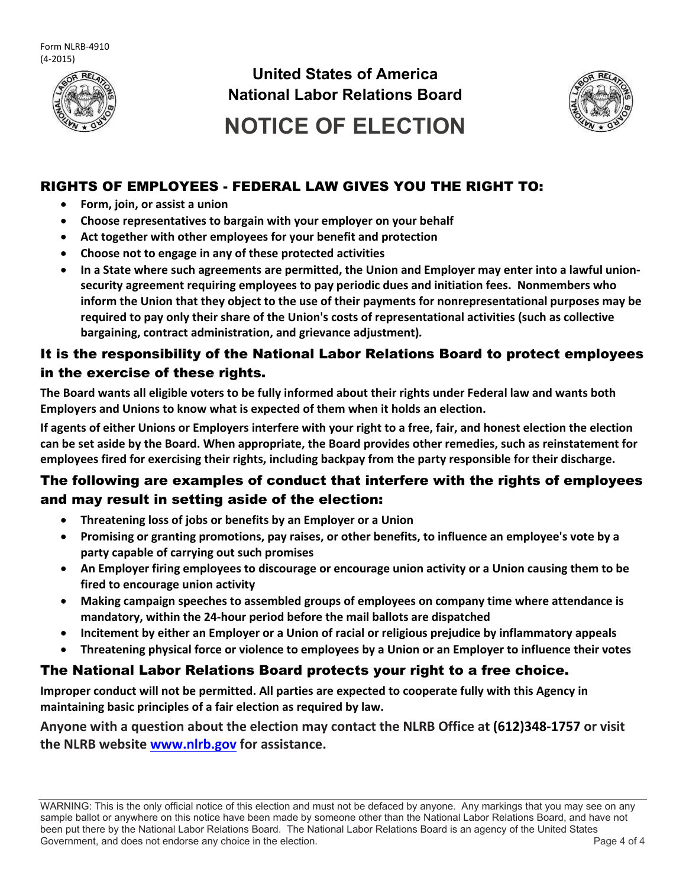Form NLRB-4910
(4-2015)

# United States of America
# National Labor Relations Board
# NOTICE OF ELECTION

## RIGHTS OF EMPLOYEES - FEDERAL LAW GIVES YOU THE RIGHT TO:

- **Form, join, or assist a union**
- **Choose representatives to bargain with your employer on your behalf**
- **Act together with other employees for your benefit and protection**
- **Choose not to engage in any of these protected activities**
- **In a State where such agreements are permitted, the Union and Employer may enter into a lawful union-security agreement requiring employees to pay periodic dues and initiation fees. Nonmembers who inform the Union that they object to the use of their payments for nonrepresentational purposes may be required to pay only their share of the Union's costs of representational activities (such as collective bargaining, contract administration, and grievance adjustment).**

## It is the responsibility of the National Labor Relations Board to protect employees in the exercise of these rights.

**The Board wants all eligible voters to be fully informed about their rights under Federal law and wants both Employers and Unions to know what is expected of them when it holds an election.**

**If agents of either Unions or Employers interfere with your right to a free, fair, and honest election the election can be set aside by the Board. When appropriate, the Board provides other remedies, such as reinstatement for employees fired for exercising their rights, including backpay from the party responsible for their discharge.**

## The following are examples of conduct that interfere with the rights of employees and may result in setting aside of the election:

- **Threatening loss of jobs or benefits by an Employer or a Union**
- **Promising or granting promotions, pay raises, or other benefits, to influence an employee's vote by a party capable of carrying out such promises**
- **An Employer firing employees to discourage or encourage union activity or a Union causing them to be fired to encourage union activity**
- **Making campaign speeches to assembled groups of employees on company time where attendance is mandatory, within the 24-hour period before the mail ballots are dispatched**
- **Incitement by either an Employer or a Union of racial or religious prejudice by inflammatory appeals**
- **Threatening physical force or violence to employees by a Union or an Employer to influence their votes**

## The National Labor Relations Board protects your right to a free choice.

**Improper conduct will not be permitted. All parties are expected to cooperate fully with this Agency in maintaining basic principles of a fair election as required by law.**

**Anyone with a question about the election may contact the NLRB Office at (612)348-1757 or visit the NLRB website [www.nlrb.gov](http://www.nlrb.gov) for assistance.**

WARNING: This is the only official notice of this election and must not be defaced by anyone. Any markings that you may see on any sample ballot or anywhere on this notice have been made by someone other than the National Labor Relations Board, and have not been put there by the National Labor Relations Board. The National Labor Relations Board is an agency of the United States Government, and does not endorse any choice in the election.